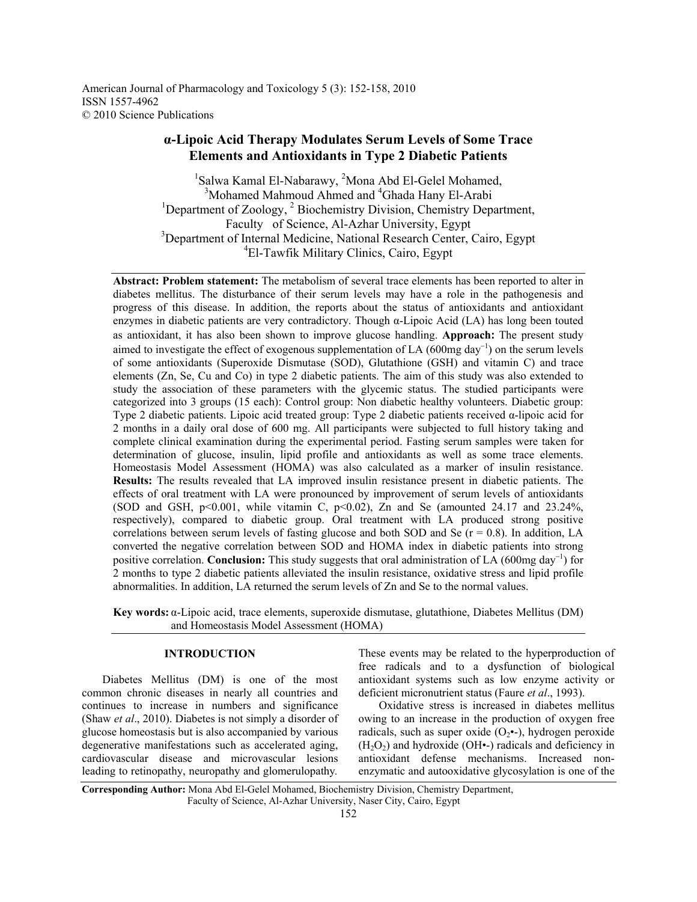American Journal of Pharmacology and Toxicology 5 (3): 152-158, 2010
ISSN 1557-4962
© 2010 Science Publications

# α-Lipoic Acid Therapy Modulates Serum Levels of Some Trace Elements and Antioxidants in Type 2 Diabetic Patients

[1]Salwa Kamal El-Nabarawy, [2]Mona Abd El-Gelel Mohamed,
[3]Mohamed Mahmoud Ahmed and [4]Ghada Hany El-Arabi

[1]Department of Zoology, [2] Biochemistry Division, Chemistry Department, Faculty of Science, Al-Azhar University, Egypt
[3]Department of Internal Medicine, National Research Center, Cairo, Egypt
[4]El-Tawfik Military Clinics, Cairo, Egypt

**Abstract: Problem statement:** The metabolism of several trace elements has been reported to alter in diabetes mellitus. The disturbance of their serum levels may have a role in the pathogenesis and progress of this disease. In addition, the reports about the status of antioxidants and antioxidant enzymes in diabetic patients are very contradictory. Though α-Lipoic Acid (LA) has long been touted as antioxidant, it has also been shown to improve glucose handling. **Approach:** The present study aimed to investigate the effect of exogenous supplementation of LA (600mg $day^{-1}$) on the serum levels of some antioxidants (Superoxide Dismutase (SOD), Glutathione (GSH) and vitamin C) and trace elements (Zn, Se, Cu and Co) in type 2 diabetic patients. The aim of this study was also extended to study the association of these parameters with the glycemic status. The studied participants were categorized into 3 groups (15 each): Control group: Non diabetic healthy volunteers. Diabetic group: Type 2 diabetic patients. Lipoic acid treated group: Type 2 diabetic patients received α-lipoic acid for 2 months in a daily oral dose of 600 mg. All participants were subjected to full history taking and complete clinical examination during the experimental period. Fasting serum samples were taken for determination of glucose, insulin, lipid profile and antioxidants as well as some trace elements. Homeostasis Model Assessment (HOMA) was also calculated as a marker of insulin resistance. **Results:** The results revealed that LA improved insulin resistance present in diabetic patients. The effects of oral treatment with LA were pronounced by improvement of serum levels of antioxidants (SOD and GSH, $p<0.001$, while vitamin C, $p<0.02$), Zn and Se (amounted 24.17 and 23.24%, respectively), compared to diabetic group. Oral treatment with LA produced strong positive correlations between serum levels of fasting glucose and both SOD and Se ($r = 0.8$). In addition, LA converted the negative correlation between SOD and HOMA index in diabetic patients into strong positive correlation. **Conclusion:** This study suggests that oral administration of LA (600mg $day^{-1}$) for 2 months to type 2 diabetic patients alleviated the insulin resistance, oxidative stress and lipid profile abnormalities. In addition, LA returned the serum levels of Zn and Se to the normal values.

**Key words:** α-Lipoic acid, trace elements, superoxide dismutase, glutathione, Diabetes Mellitus (DM) and Homeostasis Model Assessment (HOMA)

## INTRODUCTION

Diabetes Mellitus (DM) is one of the most common chronic diseases in nearly all countries and continues to increase in numbers and significance (Shaw *et al*., 2010). Diabetes is not simply a disorder of glucose homeostasis but is also accompanied by various degenerative manifestations such as accelerated aging, cardiovascular disease and microvascular lesions leading to retinopathy, neuropathy and glomerulopathy. These events may be related to the hyperproduction of free radicals and to a dysfunction of biological antioxidant systems such as low enzyme activity or deficient micronutrient status (Faure *et al*., 1993).

Oxidative stress is increased in diabetes mellitus owing to an increase in the production of oxygen free radicals, such as super oxide ($O_2$•-), hydrogen peroxide ($H_2O_2$) and hydroxide (OH•-) radicals and deficiency in antioxidant defense mechanisms. Increased non-enzymatic and autooxidative glycosylation is one of the

**Corresponding Author:** Mona Abd El-Gelel Mohamed, Biochemistry Division, Chemistry Department, Faculty of Science, Al-Azhar University, Naser City, Cairo, Egypt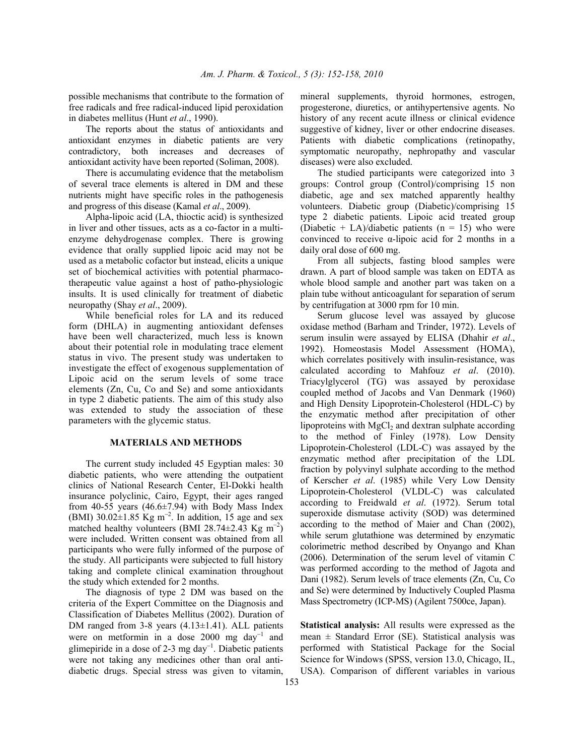possible mechanisms that contribute to the formation of free radicals and free radical-induced lipid peroxidation in diabetes mellitus (Hunt *et al*., 1990).

The reports about the status of antioxidants and antioxidant enzymes in diabetic patients are very contradictory, both increases and decreases of antioxidant activity have been reported (Soliman, 2008).

There is accumulating evidence that the metabolism of several trace elements is altered in DM and these nutrients might have specific roles in the pathogenesis and progress of this disease (Kamal *et al*., 2009).

Alpha-lipoic acid (LA, thioctic acid) is synthesized in liver and other tissues, acts as a co-factor in a multi-enzyme dehydrogenase complex. There is growing evidence that orally supplied lipoic acid may not be used as a metabolic cofactor but instead, elicits a unique set of biochemical activities with potential pharmaco-therapeutic value against a host of patho-physiologic insults. It is used clinically for treatment of diabetic neuropathy (Shay *et al*., 2009).

While beneficial roles for LA and its reduced form (DHLA) in augmenting antioxidant defenses have been well characterized, much less is known about their potential role in modulating trace element status in vivo. The present study was undertaken to investigate the effect of exogenous supplementation of Lipoic acid on the serum levels of some trace elements (Zn, Cu, Co and Se) and some antioxidants in type 2 diabetic patients. The aim of this study also was extended to study the association of these parameters with the glycemic status.

## MATERIALS AND METHODS

The current study included 45 Egyptian males: 30 diabetic patients, who were attending the outpatient clinics of National Research Center, El-Dokki health insurance polyclinic, Cairo, Egypt, their ages ranged from 40-55 years (46.6±7.94) with Body Mass Index (BMI) 30.02±1.85 Kg $m^{-2}$. In addition, 15 age and sex matched healthy volunteers (BMI 28.74±2.43 Kg $m^{-2}$) were included. Written consent was obtained from all participants who were fully informed of the purpose of the study. All participants were subjected to full history taking and complete clinical examination throughout the study which extended for 2 months.

The diagnosis of type 2 DM was based on the criteria of the Expert Committee on the Diagnosis and Classification of Diabetes Mellitus (2002). Duration of DM ranged from 3-8 years (4.13±1.41). ALL patients were on metformin in a dose 2000 mg $day^{-1}$ and glimepiride in a dose of 2-3 mg $day^{-1}$. Diabetic patients were not taking any medicines other than oral anti-diabetic drugs. Special stress was given to vitamin, mineral supplements, thyroid hormones, estrogen, progesterone, diuretics, or antihypertensive agents. No history of any recent acute illness or clinical evidence suggestive of kidney, liver or other endocrine diseases. Patients with diabetic complications (retinopathy, symptomatic neuropathy, nephropathy and vascular diseases) were also excluded.

The studied participants were categorized into 3 groups: Control group (Control)/comprising 15 non diabetic, age and sex matched apparently healthy volunteers. Diabetic group (Diabetic)/comprising 15 type 2 diabetic patients. Lipoic acid treated group (Diabetic + LA)/diabetic patients (n = 15) who were convinced to receive α-lipoic acid for 2 months in a daily oral dose of 600 mg.

From all subjects, fasting blood samples were drawn. A part of blood sample was taken on EDTA as whole blood sample and another part was taken on a plain tube without anticoagulant for separation of serum by centrifugation at 3000 rpm for 10 min.

Serum glucose level was assayed by glucose oxidase method (Barham and Trinder, 1972). Levels of serum insulin were assayed by ELISA (Dhahir *et al*., 1992). Homeostasis Model Assessment (HOMA), which correlates positively with insulin-resistance, was calculated according to Mahfouz *et al*. (2010). Triacylglycerol (TG) was assayed by peroxidase coupled method of Jacobs and Van Denmark (1960) and High Density Lipoprotein-Cholesterol (HDL-C) by the enzymatic method after precipitation of other lipoproteins with $MgCl_2$ and dextran sulphate according to the method of Finley (1978). Low Density Lipoprotein-Cholesterol (LDL-C) was assayed by the enzymatic method after precipitation of the LDL fraction by polyvinyl sulphate according to the method of Kerscher *et al*. (1985) while Very Low Density Lipoprotein-Cholesterol (VLDL-C) was calculated according to Freidwald *et al*. (1972). Serum total superoxide dismutase activity (SOD) was determined according to the method of Maier and Chan (2002), while serum glutathione was determined by enzymatic colorimetric method described by Onyango and Khan (2006). Determination of the serum level of vitamin C was performed according to the method of Jagota and Dani (1982). Serum levels of trace elements (Zn, Cu, Co and Se) were determined by Inductively Coupled Plasma Mass Spectrometry (ICP-MS) (Agilent 7500ce, Japan).

**Statistical analysis:** All results were expressed as the mean ± Standard Error (SE). Statistical analysis was performed with Statistical Package for the Social Science for Windows (SPSS, version 13.0, Chicago, IL, USA). Comparison of different variables in various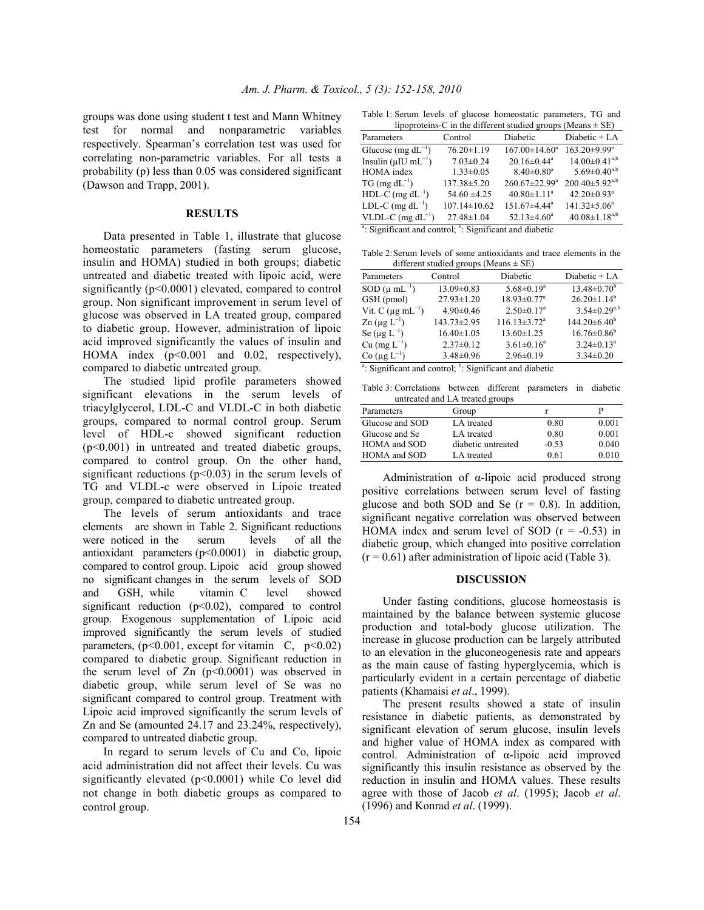groups was done using student t test and Mann Whitney test for normal and nonparametric variables respectively. Spearman's correlation test was used for correlating non-parametric variables. For all tests a probability (p) less than 0.05 was considered significant (Dawson and Trapp, 2001).

## RESULTS

Data presented in Table 1, illustrate that glucose homeostatic parameters (fasting serum glucose, insulin and HOMA) studied in both groups; diabetic untreated and diabetic treated with lipoic acid, were significantly ($p<0.0001$) elevated, compared to control group. Non significant improvement in serum level of glucose was observed in LA treated group, compared to diabetic group. However, administration of lipoic acid improved significantly the values of insulin and HOMA index ($p<0.001$ and 0.02, respectively), compared to diabetic untreated group.

The studied lipid profile parameters showed significant elevations in the serum levels of triacylglycerol, LDL-C and VLDL-C in both diabetic groups, compared to normal control group. Serum level of HDL-c showed significant reduction ($p<0.001$) in untreated and treated diabetic groups, compared to control group. On the other hand, significant reductions ($p<0.03$) in the serum levels of TG and VLDL-c were observed in Lipoic treated group, compared to diabetic untreated group.

The levels of serum antioxidants and trace elements are shown in Table 2. Significant reductions were noticed in the serum levels of all the antioxidant parameters ($p<0.0001$) in diabetic group, compared to control group. Lipoic acid group showed no significant changes in the serum levels of SOD and GSH, while vitamin C level showed significant reduction ($p<0.02$), compared to control group. Exogenous supplementation of Lipoic acid improved significantly the serum levels of studied parameters, ($p<0.001$, except for vitamin C, $p<0.02$) compared to diabetic group. Significant reduction in the serum level of Zn ($p<0.0001$) was observed in diabetic group, while serum level of Se was no significant compared to control group. Treatment with Lipoic acid improved significantly the serum levels of Zn and Se (amounted 24.17 and 23.24%, respectively), compared to untreated diabetic group.

In regard to serum levels of Cu and Co, lipoic acid administration did not affect their levels. Cu was significantly elevated ($p<0.0001$) while Co level did not change in both diabetic groups as compared to control group.

Table 1: Serum levels of glucose homeostatic parameters, TG and lipoproteins-C in the different studied groups (Means ± SE)

| Parameters | Control | Diabetic | Diabetic + LA |
|---|---|---|---|
| Glucose (mg $dL^{-1}$) | 76.20±1.19 | 167.00±14.60[a] | 163.20±9.99[a] |
| Insulin (μIU $mL^{-1}$) | 7.03±0.24 | 20.16±0.44[a] | 14.00±0.41[a,b] |
| HOMA index | 1.33±0.05 | 8.40±0.80[a] | 5.69±0.40[a,b] |
| TG (mg $dL^{-1}$) | 137.38±5.20 | 260.67±22.99[a] | 200.40±5.92[a,b] |
| HDL-C (mg $dL^{-1}$) | 54.60 ±4.25 | 40.80±1.11[a] | 42.20±0.93[a] |
| LDL-C (mg $dL^{-1}$) | 107.14±10.62 | 151.67±4.44[a] | 141.32±5.06[a] |
| VLDL-C (mg $dL^{-1}$) | 27.48±1.04 | 52.13±4.60[a] | 40.08±1.18[a,b] |

[a]: Significant and control; [b]: Significant and diabetic

Table 2: Serum levels of some antioxidants and trace elements in the different studied groups (Means ± SE)

| Parameters | Control | Diabetic | Diabetic + LA |
|---|---|---|---|
| SOD (μ $mL^{-1}$) | 13.09±0.83 | 5.68±0.19[a] | 13.48±0.70[b] |
| GSH (pmol) | 27.93±1.20 | 18.93±0.77[a] | 26.20±1.14[b] |
| Vit. C (μg $mL^{-1}$) | 4.90±0.46 | 2.50±0.17[a] | 3.54±0.29[a,b] |
| Zn (μg $L^{-1}$) | 143.73±2.95 | 116.13±3.72[a] | 144.20±6.40[b] |
| Se (μg $L^{-1}$) | 16.40±1.05 | 13.60±1.25 | 16.76±0.86[b] |
| Cu (mg $L^{-1}$) | 2.37±0.12 | 3.61±0.16[a] | 3.24±0.13[a] |
| Co (μg $L^{-1}$) | 3.48±0.96 | 2.96±0.19 | 3.34±0.20 |

[a]: Significant and control; [b]: Significant and diabetic

Table 3: Correlations between different parameters in diabetic untreated and LA treated groups

| Parameters | Group | r | P |
|---|---|---|---|
| Glucose and SOD | LA treated | 0.80 | 0.001 |
| Glucose and Se | LA treated | 0.80 | 0.001 |
| HOMA and SOD | diabetic untreated | -0.53 | 0.040 |
| HOMA and SOD | LA treated | 0.61 | 0.010 |

Administration of α-lipoic acid produced strong positive correlations between serum level of fasting glucose and both SOD and Se ($r = 0.8$). In addition, significant negative correlation was observed between HOMA index and serum level of SOD ($r = -0.53$) in diabetic group, which changed into positive correlation ($r = 0.61$) after administration of lipoic acid (Table 3).

## DISCUSSION

Under fasting conditions, glucose homeostasis is maintained by the balance between systemic glucose production and total-body glucose utilization. The increase in glucose production can be largely attributed to an elevation in the gluconeogenesis rate and appears as the main cause of fasting hyperglycemia, which is particularly evident in a certain percentage of diabetic patients (Khamaisi *et al*., 1999).

The present results showed a state of insulin resistance in diabetic patients, as demonstrated by significant elevation of serum glucose, insulin levels and higher value of HOMA index as compared with control. Administration of α-lipoic acid improved significantly this insulin resistance as observed by the reduction in insulin and HOMA values. These results agree with those of Jacob *et al*. (1995); Jacob *et al*. (1996) and Konrad *et al*. (1999).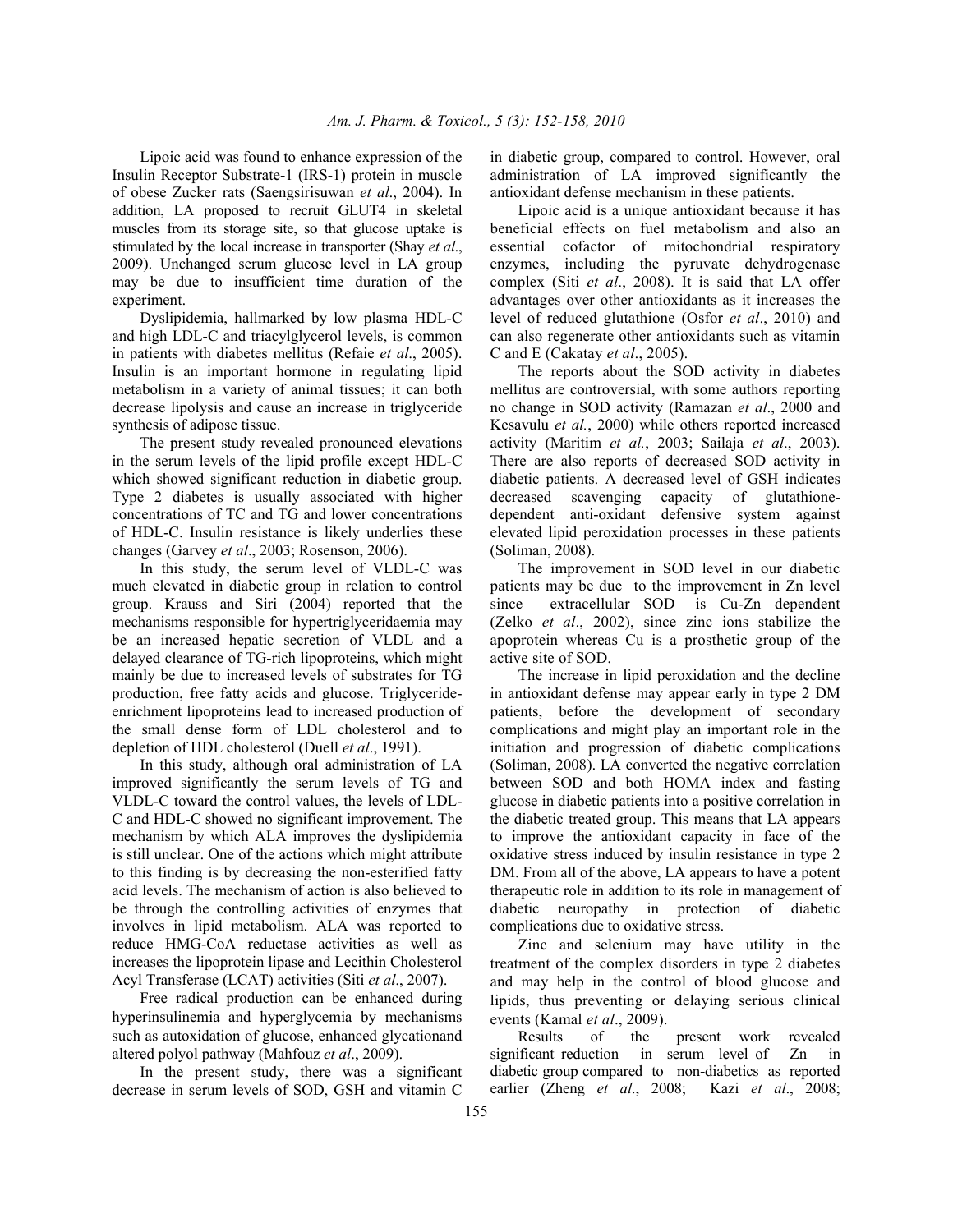Lipoic acid was found to enhance expression of the Insulin Receptor Substrate-1 (IRS-1) protein in muscle of obese Zucker rats (Saengsirisuwan *et al*., 2004). In addition, LA proposed to recruit GLUT4 in skeletal muscles from its storage site, so that glucose uptake is stimulated by the local increase in transporter (Shay *et al*., 2009). Unchanged serum glucose level in LA group may be due to insufficient time duration of the experiment.

Dyslipidemia, hallmarked by low plasma HDL-C and high LDL-C and triacylglycerol levels, is common in patients with diabetes mellitus (Refaie *et al*., 2005). Insulin is an important hormone in regulating lipid metabolism in a variety of animal tissues; it can both decrease lipolysis and cause an increase in triglyceride synthesis of adipose tissue.

The present study revealed pronounced elevations in the serum levels of the lipid profile except HDL-C which showed significant reduction in diabetic group. Type 2 diabetes is usually associated with higher concentrations of TC and TG and lower concentrations of HDL-C. Insulin resistance is likely underlies these changes (Garvey *et al*., 2003; Rosenson, 2006).

In this study, the serum level of VLDL-C was much elevated in diabetic group in relation to control group. Krauss and Siri (2004) reported that the mechanisms responsible for hypertriglyceridaemia may be an increased hepatic secretion of VLDL and a delayed clearance of TG-rich lipoproteins, which might mainly be due to increased levels of substrates for TG production, free fatty acids and glucose. Triglyceride-enrichment lipoproteins lead to increased production of the small dense form of LDL cholesterol and to depletion of HDL cholesterol (Duell *et al*., 1991).

In this study, although oral administration of LA improved significantly the serum levels of TG and VLDL-C toward the control values, the levels of LDL-C and HDL-C showed no significant improvement. The mechanism by which ALA improves the dyslipidemia is still unclear. One of the actions which might attribute to this finding is by decreasing the non-esterified fatty acid levels. The mechanism of action is also believed to be through the controlling activities of enzymes that involves in lipid metabolism. ALA was reported to reduce HMG-CoA reductase activities as well as increases the lipoprotein lipase and Lecithin Cholesterol Acyl Transferase (LCAT) activities (Siti *et al*., 2007).

Free radical production can be enhanced during hyperinsulinemia and hyperglycemia by mechanisms such as autoxidation of glucose, enhanced glycationand altered polyol pathway (Mahfouz *et al*., 2009).

In the present study, there was a significant decrease in serum levels of SOD, GSH and vitamin C in diabetic group, compared to control. However, oral administration of LA improved significantly the antioxidant defense mechanism in these patients.

Lipoic acid is a unique antioxidant because it has beneficial effects on fuel metabolism and also an essential cofactor of mitochondrial respiratory enzymes, including the pyruvate dehydrogenase complex (Siti *et al*., 2008). It is said that LA offer advantages over other antioxidants as it increases the level of reduced glutathione (Osfor *et al*., 2010) and can also regenerate other antioxidants such as vitamin C and E (Cakatay *et al*., 2005).

The reports about the SOD activity in diabetes mellitus are controversial, with some authors reporting no change in SOD activity (Ramazan *et al*., 2000 and Kesavulu *et al.*, 2000) while others reported increased activity (Maritim *et al.*, 2003; Sailaja *et al*., 2003). There are also reports of decreased SOD activity in diabetic patients. A decreased level of GSH indicates decreased scavenging capacity of glutathione-dependent anti-oxidant defensive system against elevated lipid peroxidation processes in these patients (Soliman, 2008).

The improvement in SOD level in our diabetic patients may be due to the improvement in Zn level since extracellular SOD is Cu-Zn dependent (Zelko *et al*., 2002), since zinc ions stabilize the apoprotein whereas Cu is a prosthetic group of the active site of SOD.

The increase in lipid peroxidation and the decline in antioxidant defense may appear early in type 2 DM patients, before the development of secondary complications and might play an important role in the initiation and progression of diabetic complications (Soliman, 2008). LA converted the negative correlation between SOD and both HOMA index and fasting glucose in diabetic patients into a positive correlation in the diabetic treated group. This means that LA appears to improve the antioxidant capacity in face of the oxidative stress induced by insulin resistance in type 2 DM. From all of the above, LA appears to have a potent therapeutic role in addition to its role in management of diabetic neuropathy in protection of diabetic complications due to oxidative stress.

Zinc and selenium may have utility in the treatment of the complex disorders in type 2 diabetes and may help in the control of blood glucose and lipids, thus preventing or delaying serious clinical events (Kamal *et al*., 2009).

Results of the present work revealed significant reduction in serum level of Zn in diabetic group compared to non-diabetics as reported earlier (Zheng *et al*., 2008; Kazi *et al*., 2008;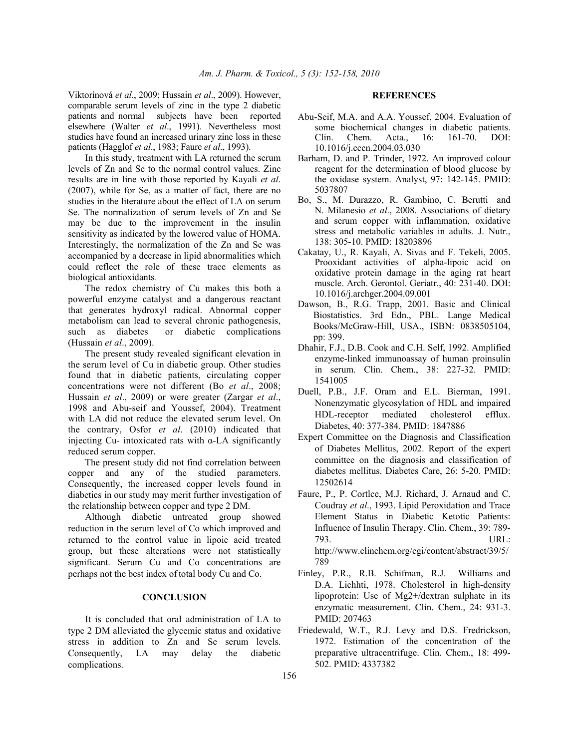Viktorínová *et al*., 2009; Hussain *et al*., 2009). However, comparable serum levels of zinc in the type 2 diabetic patients and normal subjects have been reported elsewhere (Walter *et al*., 1991). Nevertheless most studies have found an increased urinary zinc loss in these patients (Hagglof *et al*., 1983; Faure *et al*., 1993).

In this study, treatment with LA returned the serum levels of Zn and Se to the normal control values. Zinc results are in line with those reported by Kayali *et al*. (2007), while for Se, as a matter of fact, there are no studies in the literature about the effect of LA on serum Se. The normalization of serum levels of Zn and Se may be due to the improvement in the insulin sensitivity as indicated by the lowered value of HOMA. Interestingly, the normalization of the Zn and Se was accompanied by a decrease in lipid abnormalities which could reflect the role of these trace elements as biological antioxidants.

The redox chemistry of Cu makes this both a powerful enzyme catalyst and a dangerous reactant that generates hydroxyl radical. Abnormal copper metabolism can lead to several chronic pathogenesis, such as diabetes or diabetic complications (Hussain *et al*., 2009).

The present study revealed significant elevation in the serum level of Cu in diabetic group. Other studies found that in diabetic patients, circulating copper concentrations were not different (Bo *et al*., 2008; Hussain *et al*., 2009) or were greater (Zargar *et al*., 1998 and Abu-seif and Youssef, 2004). Treatment with LA did not reduce the elevated serum level. On the contrary, Osfor *et al*. (2010) indicated that injecting Cu- intoxicated rats with α-LA significantly reduced serum copper.

The present study did not find correlation between copper and any of the studied parameters. Consequently, the increased copper levels found in diabetics in our study may merit further investigation of the relationship between copper and type 2 DM.

Although diabetic untreated group showed reduction in the serum level of Co which improved and returned to the control value in lipoic acid treated group, but these alterations were not statistically significant. Serum Cu and Co concentrations are perhaps not the best index of total body Cu and Co.

## CONCLUSION

It is concluded that oral administration of LA to type 2 DM alleviated the glycemic status and oxidative stress in addition to Zn and Se serum levels. Consequently, LA may delay the diabetic complications.

## REFERENCES

Abu-Seif, M.A. and A.A. Youssef, 2004. Evaluation of some biochemical changes in diabetic patients. Clin. Chem. Acta., 16: 161-70. DOI: 10.1016/j.cccn.2004.03.030

Barham, D. and P. Trinder, 1972. An improved colour reagent for the determination of blood glucose by the oxidase system. Analyst, 97: 142-145. PMID: 5037807

Bo, S., M. Durazzo, R. Gambino, C. Berutti and N. Milanesio *et al*., 2008. Associations of dietary and serum copper with inflammation, oxidative stress and metabolic variables in adults. J. Nutr., 138: 305-10. PMID: 18203896

Cakatay, U., R. Kayali, A. Sivas and F. Tekeli, 2005. Prooxidant activities of alpha-lipoic acid on oxidative protein damage in the aging rat heart muscle. Arch. Gerontol. Geriatr., 40: 231-40. DOI: 10.1016/j.archger.2004.09.001

Dawson, B., R.G. Trapp, 2001. Basic and Clinical Biostatistics. 3rd Edn., PBL. Lange Medical Books/McGraw-Hill, USA., ISBN: 0838505104, pp: 399.

Dhahir, F.J., D.B. Cook and C.H. Self, 1992. Amplified enzyme-linked immunoassay of human proinsulin in serum. Clin. Chem., 38: 227-32. PMID: 1541005

Duell, P.B., J.F. Oram and E.L. Bierman, 1991. Nonenzymatic glycosylation of HDL and impaired HDL-receptor mediated cholesterol efflux. Diabetes, 40: 377-384. PMID: 1847886

Expert Committee on the Diagnosis and Classification of Diabetes Mellitus, 2002. Report of the expert committee on the diagnosis and classification of diabetes mellitus. Diabetes Care, 26: 5-20. PMID: 12502614

Faure, P., P. Cortlce, M.J. Richard, J. Arnaud and C. Coudray *et al*., 1993. Lipid Peroxidation and Trace Element Status in Diabetic Ketotic Patients: Influence of Insulin Therapy. Clin. Chem., 39: 789-793. URL: http://www.clinchem.org/cgi/content/abstract/39/5/789

Finley, P.R., R.B. Schifman, R.J. Williams and D.A. Lichhti, 1978. Cholesterol in high-density lipoprotein: Use of Mg2+/dextran sulphate in its enzymatic measurement. Clin. Chem., 24: 931-3. PMID: 207463

Friedewald, W.T., R.J. Levy and D.S. Fredrickson, 1972. Estimation of the concentration of the preparative ultracentrifuge. Clin. Chem., 18: 499-502. PMID: 4337382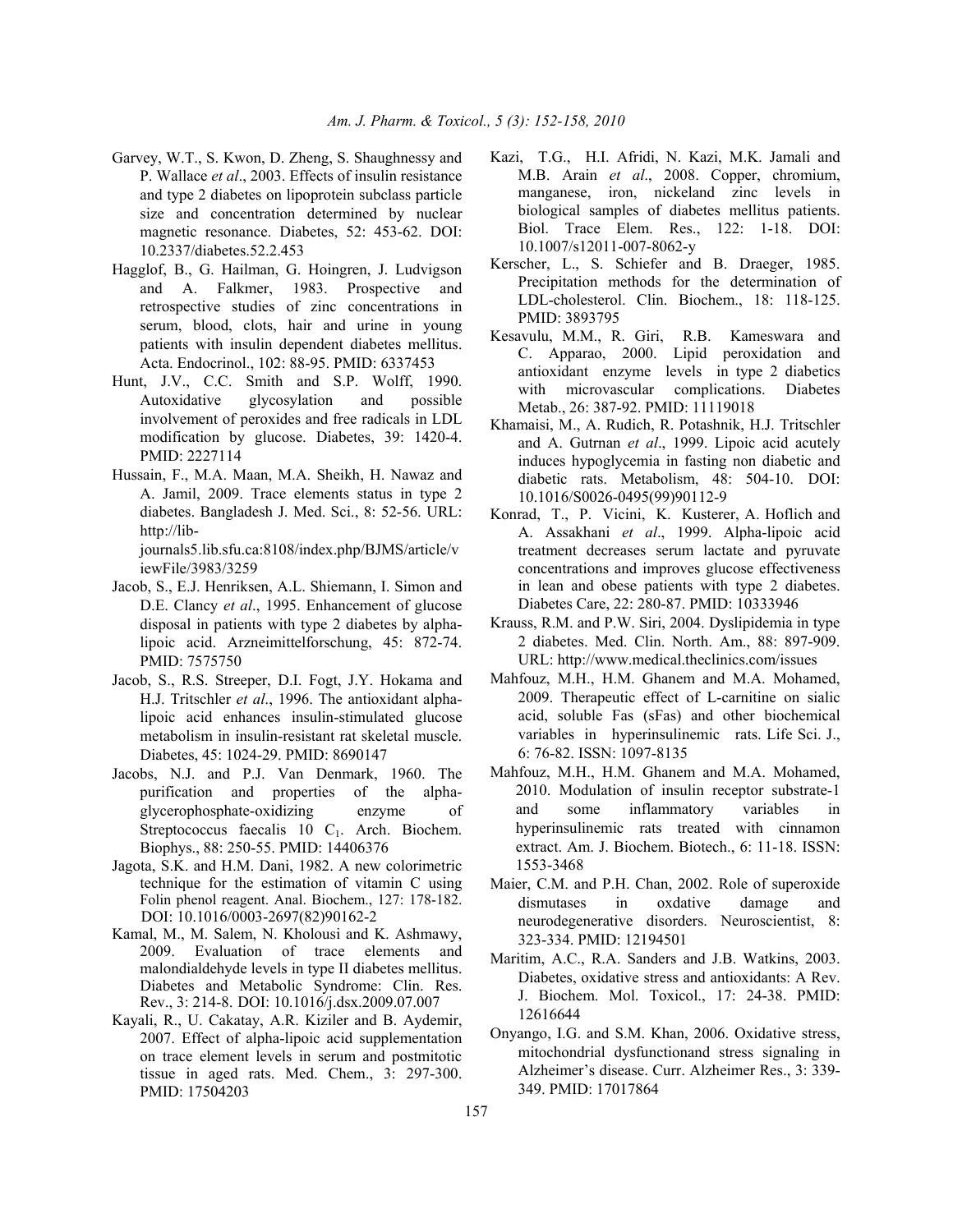Garvey, W.T., S. Kwon, D. Zheng, S. Shaughnessy and P. Wallace *et al*., 2003. Effects of insulin resistance and type 2 diabetes on lipoprotein subclass particle size and concentration determined by nuclear magnetic resonance. Diabetes, 52: 453-62. DOI: 10.2337/diabetes.52.2.453

Hagglof, B., G. Hailman, G. Hoingren, J. Ludvigson and A. Falkmer, 1983. Prospective and retrospective studies of zinc concentrations in serum, blood, clots, hair and urine in young patients with insulin dependent diabetes mellitus. Acta. Endocrinol., 102: 88-95. PMID: 6337453

Hunt, J.V., C.C. Smith and S.P. Wolff, 1990. Autoxidative glycosylation and possible involvement of peroxides and free radicals in LDL modification by glucose. Diabetes, 39: 1420-4. PMID: 2227114

Hussain, F., M.A. Maan, M.A. Sheikh, H. Nawaz and A. Jamil, 2009. Trace elements status in type 2 diabetes. Bangladesh J. Med. Sci., 8: 52-56. URL: http://lib-journals5.lib.sfu.ca:8108/index.php/BJMS/article/viewFile/3983/3259

Jacob, S., E.J. Henriksen, A.L. Shiemann, I. Simon and D.E. Clancy *et al*., 1995. Enhancement of glucose disposal in patients with type 2 diabetes by alpha-lipoic acid. Arzneimittelforschung, 45: 872-74. PMID: 7575750

Jacob, S., R.S. Streeper, D.I. Fogt, J.Y. Hokama and H.J. Tritschler *et al*., 1996. The antioxidant alpha-lipoic acid enhances insulin-stimulated glucose metabolism in insulin-resistant rat skeletal muscle. Diabetes, 45: 1024-29. PMID: 8690147

Jacobs, N.J. and P.J. Van Denmark, 1960. The purification and properties of the alpha-glycerophosphate-oxidizing enzyme of Streptococcus faecalis 10 $C_1$. Arch. Biochem. Biophys., 88: 250-55. PMID: 14406376

Jagota, S.K. and H.M. Dani, 1982. A new colorimetric technique for the estimation of vitamin C using Folin phenol reagent. Anal. Biochem., 127: 178-182. DOI: 10.1016/0003-2697(82)90162-2

Kamal, M., M. Salem, N. Kholousi and K. Ashmawy, 2009. Evaluation of trace elements and malondialdehyde levels in type II diabetes mellitus. Diabetes and Metabolic Syndrome: Clin. Res. Rev., 3: 214-8. DOI: 10.1016/j.dsx.2009.07.007

Kayali, R., U. Cakatay, A.R. Kiziler and B. Aydemir, 2007. Effect of alpha-lipoic acid supplementation on trace element levels in serum and postmitotic tissue in aged rats. Med. Chem., 3: 297-300. PMID: 17504203

Kazi, T.G., H.I. Afridi, N. Kazi, M.K. Jamali and M.B. Arain *et al*., 2008. Copper, chromium, manganese, iron, nickeland zinc levels in biological samples of diabetes mellitus patients. Biol. Trace Elem. Res., 122: 1-18. DOI: 10.1007/s12011-007-8062-y

Kerscher, L., S. Schiefer and B. Draeger, 1985. Precipitation methods for the determination of LDL-cholesterol. Clin. Biochem., 18: 118-125. PMID: 3893795

Kesavulu, M.M., R. Giri, R.B. Kameswara and C. Apparao, 2000. Lipid peroxidation and antioxidant enzyme levels in type 2 diabetics with microvascular complications. Diabetes Metab., 26: 387-92. PMID: 11119018

Khamaisi, M., A. Rudich, R. Potashnik, H.J. Tritschler and A. Gutrnan *et al*., 1999. Lipoic acid acutely induces hypoglycemia in fasting non diabetic and diabetic rats. Metabolism, 48: 504-10. DOI: 10.1016/S0026-0495(99)90112-9

Konrad, T., P. Vicini, K. Kusterer, A. Hoflich and A. Assakhani *et al*., 1999. Alpha-lipoic acid treatment decreases serum lactate and pyruvate concentrations and improves glucose effectiveness in lean and obese patients with type 2 diabetes. Diabetes Care, 22: 280-87. PMID: 10333946

Krauss, R.M. and P.W. Siri, 2004. Dyslipidemia in type 2 diabetes. Med. Clin. North. Am., 88: 897-909. URL: http://www.medical.theclinics.com/issues

Mahfouz, M.H., H.M. Ghanem and M.A. Mohamed, 2009. Therapeutic effect of L-carnitine on sialic acid, soluble Fas (sFas) and other biochemical variables in hyperinsulinemic rats. Life Sci. J., 6: 76-82. ISSN: 1097-8135

Mahfouz, M.H., H.M. Ghanem and M.A. Mohamed, 2010. Modulation of insulin receptor substrate-1 and some inflammatory variables in hyperinsulinemic rats treated with cinnamon extract. Am. J. Biochem. Biotech., 6: 11-18. ISSN: 1553-3468

Maier, C.M. and P.H. Chan, 2002. Role of superoxide dismutases in oxdative damage and neurodegenerative disorders. Neuroscientist, 8: 323-334. PMID: 12194501

Maritim, A.C., R.A. Sanders and J.B. Watkins, 2003. Diabetes, oxidative stress and antioxidants: A Rev. J. Biochem. Mol. Toxicol., 17: 24-38. PMID: 12616644

Onyango, I.G. and S.M. Khan, 2006. Oxidative stress, mitochondrial dysfunctionand stress signaling in Alzheimer's disease. Curr. Alzheimer Res., 3: 339-349. PMID: 17017864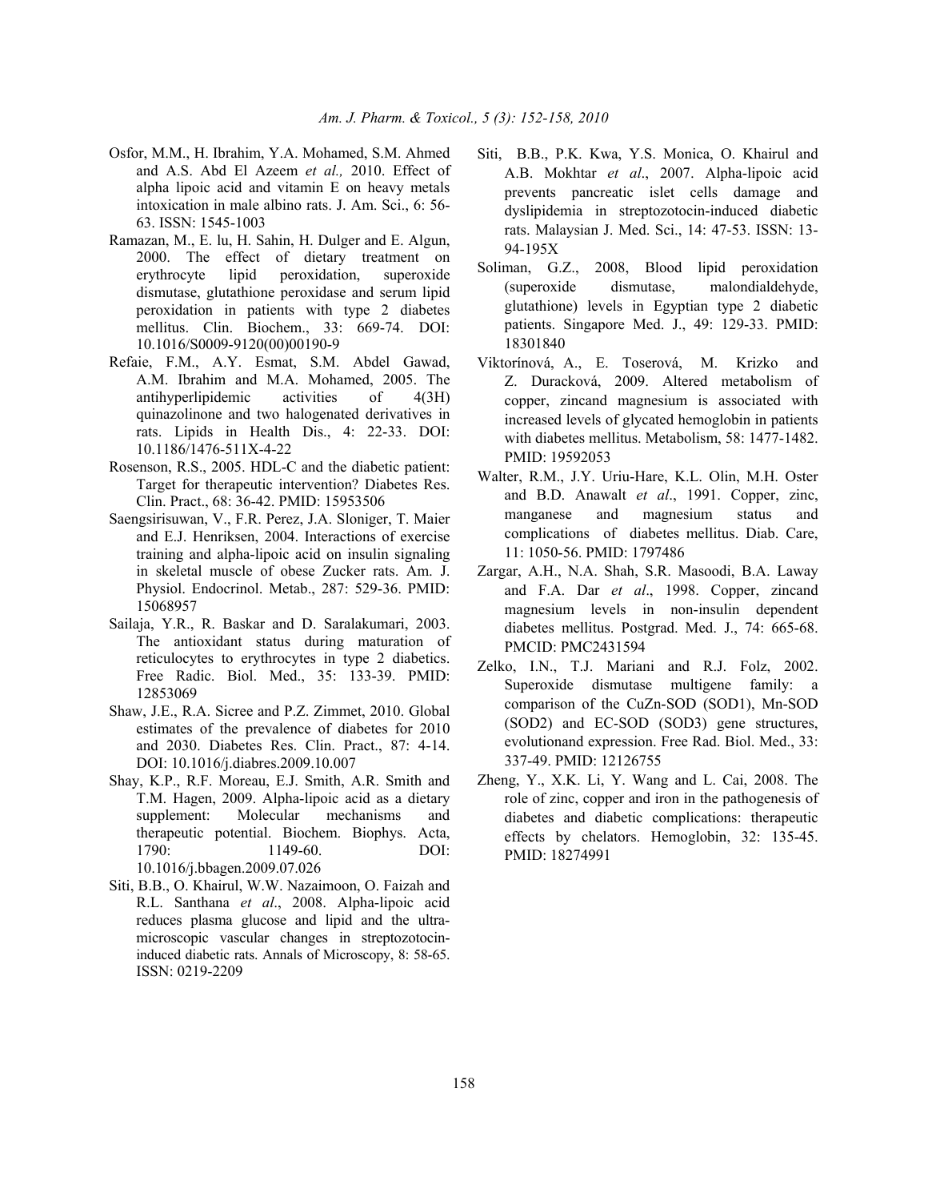Osfor, M.M., H. Ibrahim, Y.A. Mohamed, S.M. Ahmed and A.S. Abd El Azeem *et al.,* 2010. Effect of alpha lipoic acid and vitamin E on heavy metals intoxication in male albino rats. J. Am. Sci., 6: 56-63. ISSN: 1545-1003

Ramazan, M., E. lu, H. Sahin, H. Dulger and E. Algun, 2000. The effect of dietary treatment on erythrocyte lipid peroxidation, superoxide dismutase, glutathione peroxidase and serum lipid peroxidation in patients with type 2 diabetes mellitus. Clin. Biochem., 33: 669-74. DOI: 10.1016/S0009-9120(00)00190-9

Refaie, F.M., A.Y. Esmat, S.M. Abdel Gawad, A.M. Ibrahim and M.A. Mohamed, 2005. The antihyperlipidemic activities of 4(3H) quinazolinone and two halogenated derivatives in rats. Lipids in Health Dis., 4: 22-33. DOI: 10.1186/1476-511X-4-22

Rosenson, R.S., 2005. HDL-C and the diabetic patient: Target for therapeutic intervention? Diabetes Res. Clin. Pract., 68: 36-42. PMID: 15953506

Saengsirisuwan, V., F.R. Perez, J.A. Sloniger, T. Maier and E.J. Henriksen, 2004. Interactions of exercise training and alpha-lipoic acid on insulin signaling in skeletal muscle of obese Zucker rats. Am. J. Physiol. Endocrinol. Metab., 287: 529-36. PMID: 15068957

Sailaja, Y.R., R. Baskar and D. Saralakumari, 2003. The antioxidant status during maturation of reticulocytes to erythrocytes in type 2 diabetics. Free Radic. Biol. Med., 35: 133-39. PMID: 12853069

Shaw, J.E., R.A. Sicree and P.Z. Zimmet, 2010. Global estimates of the prevalence of diabetes for 2010 and 2030. Diabetes Res. Clin. Pract., 87: 4-14. DOI: 10.1016/j.diabres.2009.10.007

Shay, K.P., R.F. Moreau, E.J. Smith, A.R. Smith and T.M. Hagen, 2009. Alpha-lipoic acid as a dietary supplement: Molecular mechanisms and therapeutic potential. Biochem. Biophys. Acta, 1790: 1149-60. DOI: 10.1016/j.bbagen.2009.07.026

Siti, B.B., O. Khairul, W.W. Nazaimoon, O. Faizah and R.L. Santhana *et al*., 2008. Alpha-lipoic acid reduces plasma glucose and lipid and the ultra-microscopic vascular changes in streptozotocin-induced diabetic rats. Annals of Microscopy, 8: 58-65. ISSN: 0219-2209

Siti, B.B., P.K. Kwa, Y.S. Monica, O. Khairul and A.B. Mokhtar *et al*., 2007. Alpha-lipoic acid prevents pancreatic islet cells damage and dyslipidemia in streptozotocin-induced diabetic rats. Malaysian J. Med. Sci., 14: 47-53. ISSN: 13-94-195X

Soliman, G.Z., 2008, Blood lipid peroxidation (superoxide dismutase, malondialdehyde, glutathione) levels in Egyptian type 2 diabetic patients. Singapore Med. J., 49: 129-33. PMID: 18301840

Viktorínová, A., E. Toserová, M. Krizko and Z. Duracková, 2009. Altered metabolism of copper, zincand magnesium is associated with increased levels of glycated hemoglobin in patients with diabetes mellitus. Metabolism, 58: 1477-1482. PMID: 19592053

Walter, R.M., J.Y. Uriu-Hare, K.L. Olin, M.H. Oster and B.D. Anawalt *et al*., 1991. Copper, zinc, manganese and magnesium status and complications of diabetes mellitus. Diab. Care, 11: 1050-56. PMID: 1797486

Zargar, A.H., N.A. Shah, S.R. Masoodi, B.A. Laway and F.A. Dar *et al*., 1998. Copper, zincand magnesium levels in non-insulin dependent diabetes mellitus. Postgrad. Med. J., 74: 665-68. PMCID: PMC2431594

Zelko, I.N., T.J. Mariani and R.J. Folz, 2002. Superoxide dismutase multigene family: a comparison of the CuZn-SOD (SOD1), Mn-SOD (SOD2) and EC-SOD (SOD3) gene structures, evolutionand expression. Free Rad. Biol. Med., 33: 337-49. PMID: 12126755

Zheng, Y., X.K. Li, Y. Wang and L. Cai, 2008. The role of zinc, copper and iron in the pathogenesis of diabetes and diabetic complications: therapeutic effects by chelators. Hemoglobin, 32: 135-45. PMID: 18274991